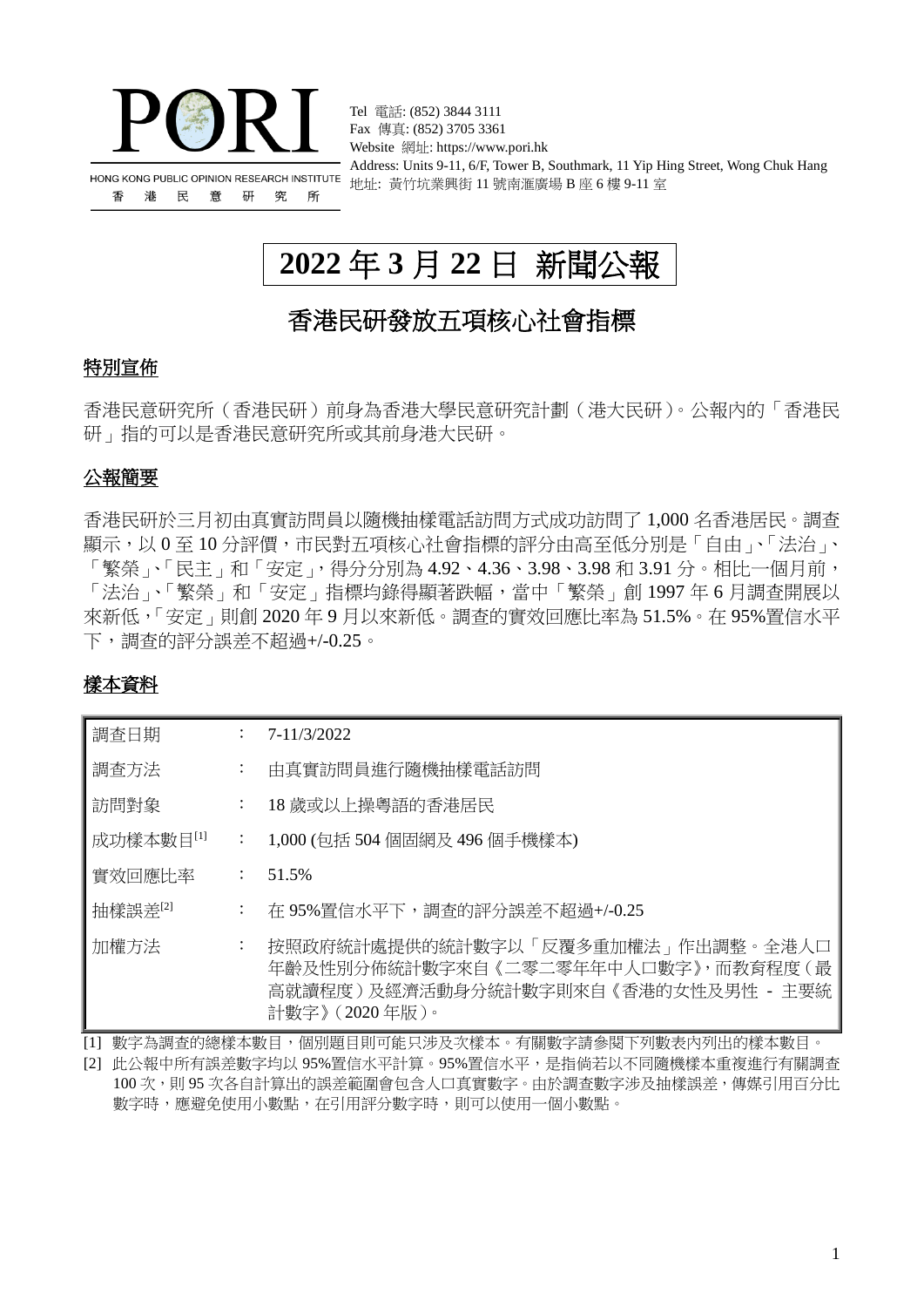PORI

HONG KONG PUBLIC OPINION RESEARCH INSTITUTE
香 港 民 意 研 究 所

Tel 電話: (852) 3844 3111
Fax 傳真: (852) 3705 3361
Website 網址: https://www.pori.hk
Address: Units 9-11, 6/F, Tower B, Southmark, 11 Yip Hing Street, Wong Chuk Hang
地址: 黃竹坑業興街 11 號南滙廣場 B 座 6 樓 9-11 室

# 2022 年 3 月 22 日 新聞公報

## 香港民研發放五項核心社會指標

### 特別宣佈

香港民意研究所（香港民研）前身為香港大學民意研究計劃（港大民研）。公報內的「香港民研」指的可以是香港民意研究所或其前身港大民研。

### 公報簡要

香港民研於三月初由真實訪問員以隨機抽樣電話訪問方式成功訪問了 1,000 名香港居民。調查顯示，以 0 至 10 分評價，市民對五項核心社會指標的評分由高至低分別是「自由」、「法治」、「繁榮」、「民主」和「安定」，得分分別為 4.92、4.36、3.98、3.98 和 3.91 分。相比一個月前，「法治」、「繁榮」和「安定」指標均錄得顯著跌幅，當中「繁榮」創 1997 年 6 月調查開展以來新低，「安定」則創 2020 年 9 月以來新低。調查的實效回應比率為 51.5%。在 95%置信水平下，調查的評分誤差不超過+/-0.25。

### 樣本資料

| | | |
|---|---|---|
| 調查日期 | ： | 7-11/3/2022 |
| 調查方法 | ： | 由真實訪問員進行隨機抽樣電話訪問 |
| 訪問對象 | ： | 18 歲或以上操粵語的香港居民 |
| 成功樣本數目[1] | ： | 1,000 (包括 504 個固網及 496 個手機樣本) |
| 實效回應比率 | ： | 51.5% |
| 抽樣誤差[2] | ： | 在 95%置信水平下，調查的評分誤差不超過+/-0.25 |
| 加權方法 | ： | 按照政府統計處提供的統計數字以「反覆多重加權法」作出調整。全港人口年齡及性別分佈統計數字來自《二零二零年年中人口數字》，而教育程度（最高就讀程度）及經濟活動身分統計數字則來自《香港的女性及男性 - 主要統計數字》(2020 年版)。 |

[1] 數字為調查的總樣本數目，個別題目則可能只涉及次樣本。有關數字請參閱下列數表內列出的樣本數目。

[2] 此公報中所有誤差數字均以 95%置信水平計算。95%置信水平，是指倘若以不同隨機樣本重複進行有關調查 100 次，則 95 次各自計算出的誤差範圍會包含人口真實數字。由於調查數字涉及抽樣誤差，傳媒引用百分比數字時，應避免使用小數點，在引用評分數字時，則可以使用一個小數點。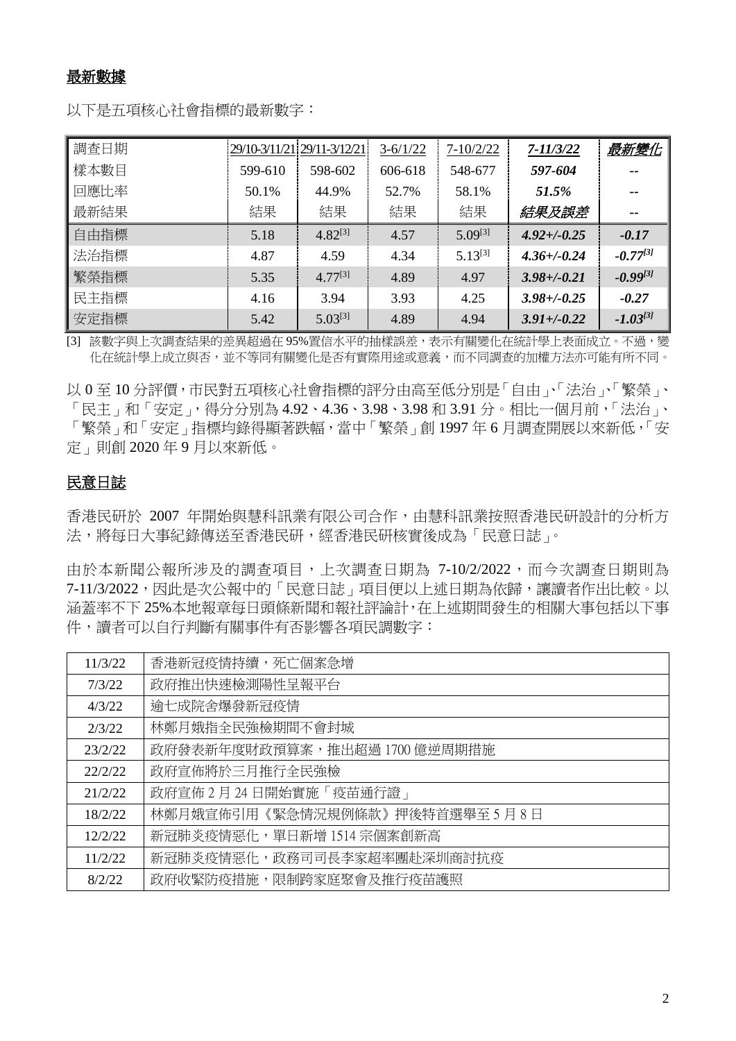## 最新數據

以下是五項核心社會指標的最新數字：

| 調查日期 | 29/10-3/11/21 | 29/11-3/12/21 | 3-6/1/22 | 7-10/2/22 | *7-11/3/22* | *最新變化* |
|---|---|---|---|---|---|---|
| 樣本數目 | 599-610 | 598-602 | 606-618 | 548-677 | ***597-604*** | -- |
| 回應比率 | 50.1% | 44.9% | 52.7% | 58.1% | ***51.5%*** | -- |
| 最新結果 | 結果 | 結果 | 結果 | 結果 | ***結果及誤差*** | -- |
| 自由指標 | 5.18 | 4.82[3] | 4.57 | 5.09[3] | ***4.92+/-0.25*** | ***-0.17*** |
| 法治指標 | 4.87 | 4.59 | 4.34 | 5.13[3] | ***4.36+/-0.24*** | ***-0.77[3]*** |
| 繁榮指標 | 5.35 | 4.77[3] | 4.89 | 4.97 | ***3.98+/-0.21*** | ***-0.99[3]*** |
| 民主指標 | 4.16 | 3.94 | 3.93 | 4.25 | ***3.98+/-0.25*** | ***-0.27*** |
| 安定指標 | 5.42 | 5.03[3] | 4.89 | 4.94 | ***3.91+/-0.22*** | ***-1.03[3]*** |

[3] 該數字與上次調查結果的差異超過在 95%置信水平的抽樣誤差，表示有關變化在統計學上表面成立。不過，變化在統計學上成立與否，並不等同有關變化是否有實際用途或意義，而不同調查的加權方法亦可能有所不同。

以 0 至 10 分評價，市民對五項核心社會指標的評分由高至低分別是「自由」、「法治」、「繁榮」、「民主」和「安定」，得分分別為 4.92、4.36、3.98、3.98 和 3.91 分。相比一個月前，「法治」、「繁榮」和「安定」指標均錄得顯著跌幅，當中「繁榮」創 1997 年 6 月調查開展以來新低，「安定」則創 2020 年 9 月以來新低。

## 民意日誌

香港民研於 2007 年開始與慧科訊業有限公司合作，由慧科訊業按照香港民研設計的分析方法，將每日大事紀錄傳送至香港民研，經香港民研核實後成為「民意日誌」。

由於本新聞公報所涉及的調查項目，上次調查日期為 7-10/2/2022，而今次調查日期則為 7-11/3/2022，因此是次公報中的「民意日誌」項目便以上述日期為依歸，讓讀者作出比較。以涵蓋率不下 25%本地報章每日頭條新聞和報社評論計，在上述期間發生的相關大事包括以下事件，讀者可以自行判斷有關事件有否影響各項民調數字：

| 日期 | 事件 |
|---|---|
| 11/3/22 | 香港新冠疫情持續，死亡個案急增 |
| 7/3/22 | 政府推出快速檢測陽性呈報平台 |
| 4/3/22 | 逾七成院舍爆發新冠疫情 |
| 2/3/22 | 林鄭月娥指全民強檢期間不會封城 |
| 23/2/22 | 政府發表新年度財政預算案，推出超過 1700 億逆周期措施 |
| 22/2/22 | 政府宣佈將於三月推行全民強檢 |
| 21/2/22 | 政府宣佈 2 月 24 日開始實施「疫苗通行證」 |
| 18/2/22 | 林鄭月娥宣佈引用《緊急情況規例條款》押後特首選舉至 5 月 8 日 |
| 12/2/22 | 新冠肺炎疫情惡化，單日新增 1514 宗個案創新高 |
| 11/2/22 | 新冠肺炎疫情惡化，政務司司長李家超率團赴深圳商討抗疫 |
| 8/2/22 | 政府收緊防疫措施，限制跨家庭聚會及推行疫苗護照 |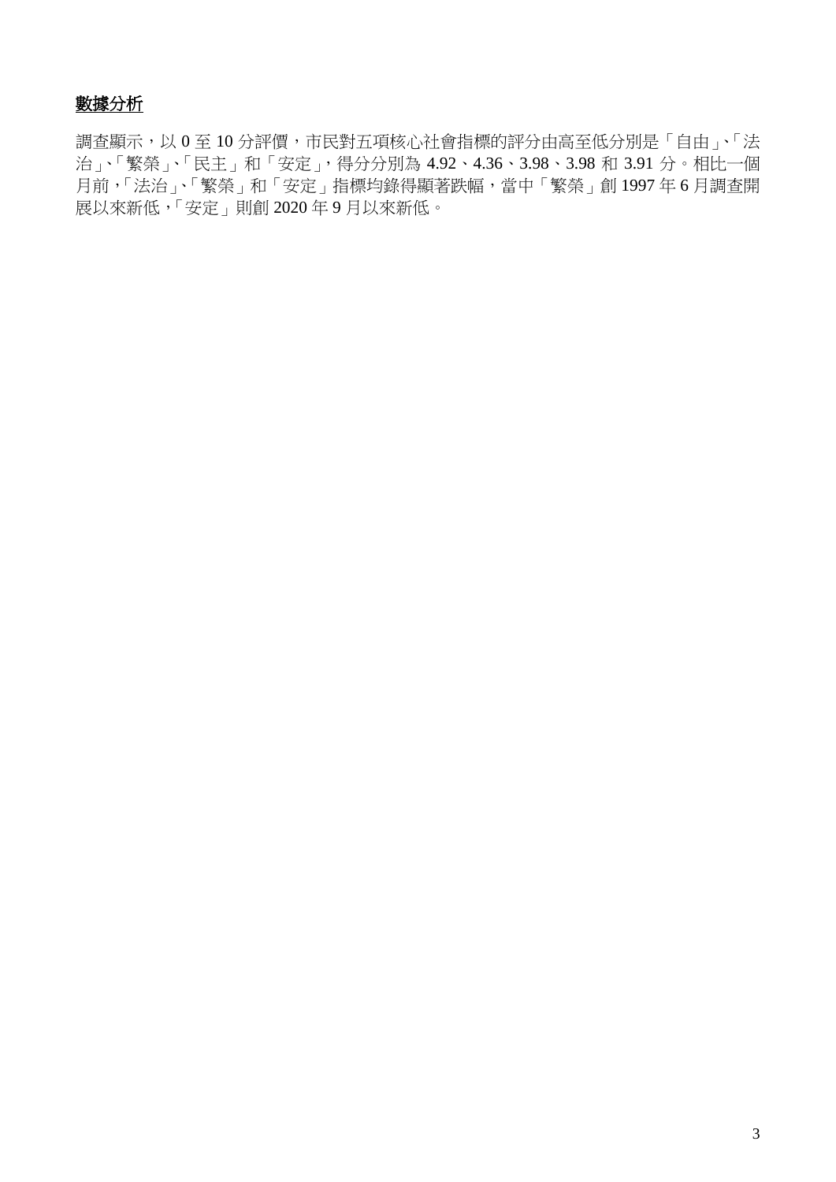## 數據分析

調查顯示，以 0 至 10 分評價，市民對五項核心社會指標的評分由高至低分別是「自由」、「法治」、「繁榮」、「民主」和「安定」，得分分別為 4.92、4.36、3.98、3.98 和 3.91 分。相比一個月前，「法治」、「繁榮」和「安定」指標均錄得顯著跌幅，當中「繁榮」創 1997 年 6 月調查開展以來新低，「安定」則創 2020 年 9 月以來新低。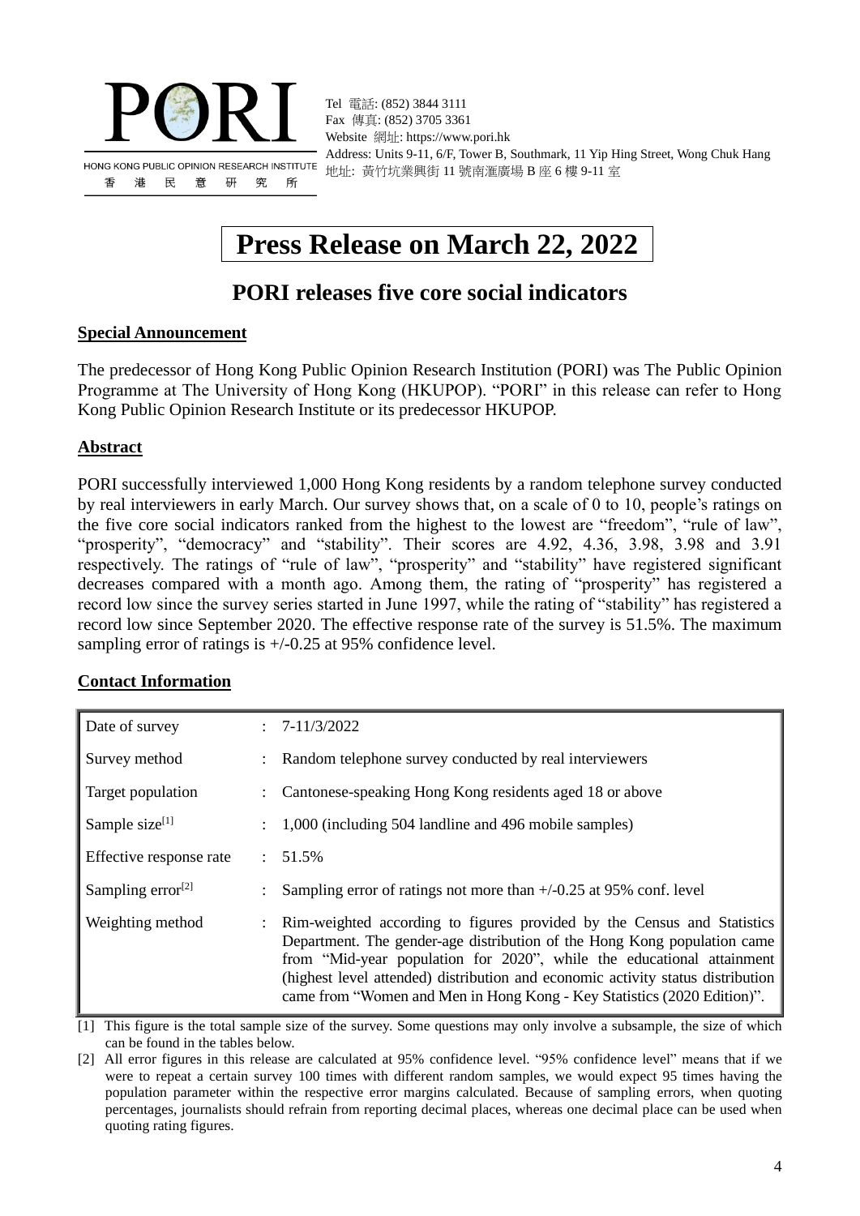PORI

HONG KONG PUBLIC OPINION RESEARCH INSTITUTE
香 港 民 意 研 究 所

Tel 電話: (852) 3844 3111
Fax 傳真: (852) 3705 3361
Website 網址: https://www.pori.hk
Address: Units 9-11, 6/F, Tower B, Southmark, 11 Yip Hing Street, Wong Chuk Hang
地址: 黃竹坑業興街 11 號南滙廣場 B 座 6 樓 9-11 室

# Press Release on March 22, 2022

## PORI releases five core social indicators

### Special Announcement

The predecessor of Hong Kong Public Opinion Research Institution (PORI) was The Public Opinion Programme at The University of Hong Kong (HKUPOP). "PORI" in this release can refer to Hong Kong Public Opinion Research Institute or its predecessor HKUPOP.

### Abstract

PORI successfully interviewed 1,000 Hong Kong residents by a random telephone survey conducted by real interviewers in early March. Our survey shows that, on a scale of 0 to 10, people's ratings on the five core social indicators ranked from the highest to the lowest are "freedom", "rule of law", "prosperity", "democracy" and "stability". Their scores are 4.92, 4.36, 3.98, 3.98 and 3.91 respectively. The ratings of "rule of law", "prosperity" and "stability" have registered significant decreases compared with a month ago. Among them, the rating of "prosperity" has registered a record low since the survey series started in June 1997, while the rating of "stability" has registered a record low since September 2020. The effective response rate of the survey is 51.5%. The maximum sampling error of ratings is +/-0.25 at 95% confidence level.

### Contact Information

| | | |
|---|---|---|
| Date of survey | : | 7-11/3/2022 |
| Survey method | : | Random telephone survey conducted by real interviewers |
| Target population | : | Cantonese-speaking Hong Kong residents aged 18 or above |
| Sample size[1] | : | 1,000 (including 504 landline and 496 mobile samples) |
| Effective response rate | : | 51.5% |
| Sampling error[2] | : | Sampling error of ratings not more than +/-0.25 at 95% conf. level |
| Weighting method | : | Rim-weighted according to figures provided by the Census and Statistics Department. The gender-age distribution of the Hong Kong population came from "Mid-year population for 2020", while the educational attainment (highest level attended) distribution and economic activity status distribution came from "Women and Men in Hong Kong - Key Statistics (2020 Edition)". |

[1] This figure is the total sample size of the survey. Some questions may only involve a subsample, the size of which can be found in the tables below.

[2] All error figures in this release are calculated at 95% confidence level. "95% confidence level" means that if we were to repeat a certain survey 100 times with different random samples, we would expect 95 times having the population parameter within the respective error margins calculated. Because of sampling errors, when quoting percentages, journalists should refrain from reporting decimal places, whereas one decimal place can be used when quoting rating figures.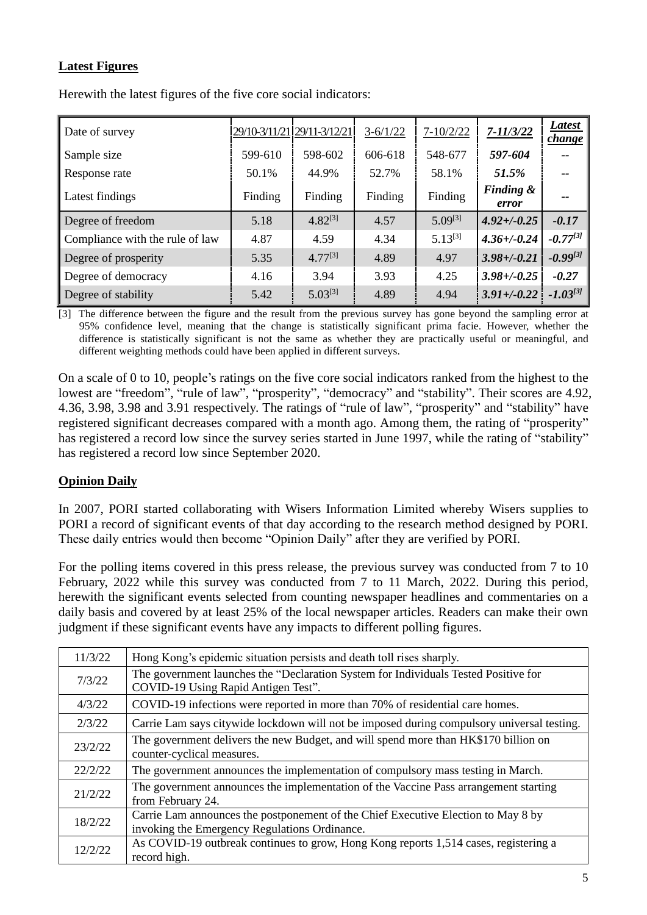**Latest Figures**

Herewith the latest figures of the five core social indicators:

| Date of survey | 29/10-3/11/21 | 29/11-3/12/21 | 3-6/1/22 | 7-10/2/22 | ***7-11/3/22*** | ***Latest change*** |
|---|---|---|---|---|---|---|
| Sample size | 599-610 | 598-602 | 606-618 | 548-677 | ***597-604*** | -- |
| Response rate | 50.1% | 44.9% | 52.7% | 58.1% | ***51.5%*** | -- |
| Latest findings | Finding | Finding | Finding | Finding | ***Finding & error*** | -- |
| Degree of freedom | 5.18 | 4.82[3] | 4.57 | 5.09[3] | ***4.92+/-0.25*** | ***-0.17*** |
| Compliance with the rule of law | 4.87 | 4.59 | 4.34 | 5.13[3] | ***4.36+/-0.24*** | ***-0.77[3]*** |
| Degree of prosperity | 5.35 | 4.77[3] | 4.89 | 4.97 | ***3.98+/-0.21*** | ***-0.99[3]*** |
| Degree of democracy | 4.16 | 3.94 | 3.93 | 4.25 | ***3.98+/-0.25*** | ***-0.27*** |
| Degree of stability | 5.42 | 5.03[3] | 4.89 | 4.94 | ***3.91+/-0.22*** | ***-1.03[3]*** |

[3] The difference between the figure and the result from the previous survey has gone beyond the sampling error at 95% confidence level, meaning that the change is statistically significant prima facie. However, whether the difference is statistically significant is not the same as whether they are practically useful or meaningful, and different weighting methods could have been applied in different surveys.

On a scale of 0 to 10, people's ratings on the five core social indicators ranked from the highest to the lowest are "freedom", "rule of law", "prosperity", "democracy" and "stability". Their scores are 4.92, 4.36, 3.98, 3.98 and 3.91 respectively. The ratings of "rule of law", "prosperity" and "stability" have registered significant decreases compared with a month ago. Among them, the rating of "prosperity" has registered a record low since the survey series started in June 1997, while the rating of "stability" has registered a record low since September 2020.

**Opinion Daily**

In 2007, PORI started collaborating with Wisers Information Limited whereby Wisers supplies to PORI a record of significant events of that day according to the research method designed by PORI. These daily entries would then become "Opinion Daily" after they are verified by PORI.

For the polling items covered in this press release, the previous survey was conducted from 7 to 10 February, 2022 while this survey was conducted from 7 to 11 March, 2022. During this period, herewith the significant events selected from counting newspaper headlines and commentaries on a daily basis and covered by at least 25% of the local newspaper articles. Readers can make their own judgment if these significant events have any impacts to different polling figures.

| | |
|---|---|
| 11/3/22 | Hong Kong's epidemic situation persists and death toll rises sharply. |
| 7/3/22 | The government launches the "Declaration System for Individuals Tested Positive for COVID-19 Using Rapid Antigen Test". |
| 4/3/22 | COVID-19 infections were reported in more than 70% of residential care homes. |
| 2/3/22 | Carrie Lam says citywide lockdown will not be imposed during compulsory universal testing. |
| 23/2/22 | The government delivers the new Budget, and will spend more than HK$170 billion on counter-cyclical measures. |
| 22/2/22 | The government announces the implementation of compulsory mass testing in March. |
| 21/2/22 | The government announces the implementation of the Vaccine Pass arrangement starting from February 24. |
| 18/2/22 | Carrie Lam announces the postponement of the Chief Executive Election to May 8 by invoking the Emergency Regulations Ordinance. |
| 12/2/22 | As COVID-19 outbreak continues to grow, Hong Kong reports 1,514 cases, registering a record high. |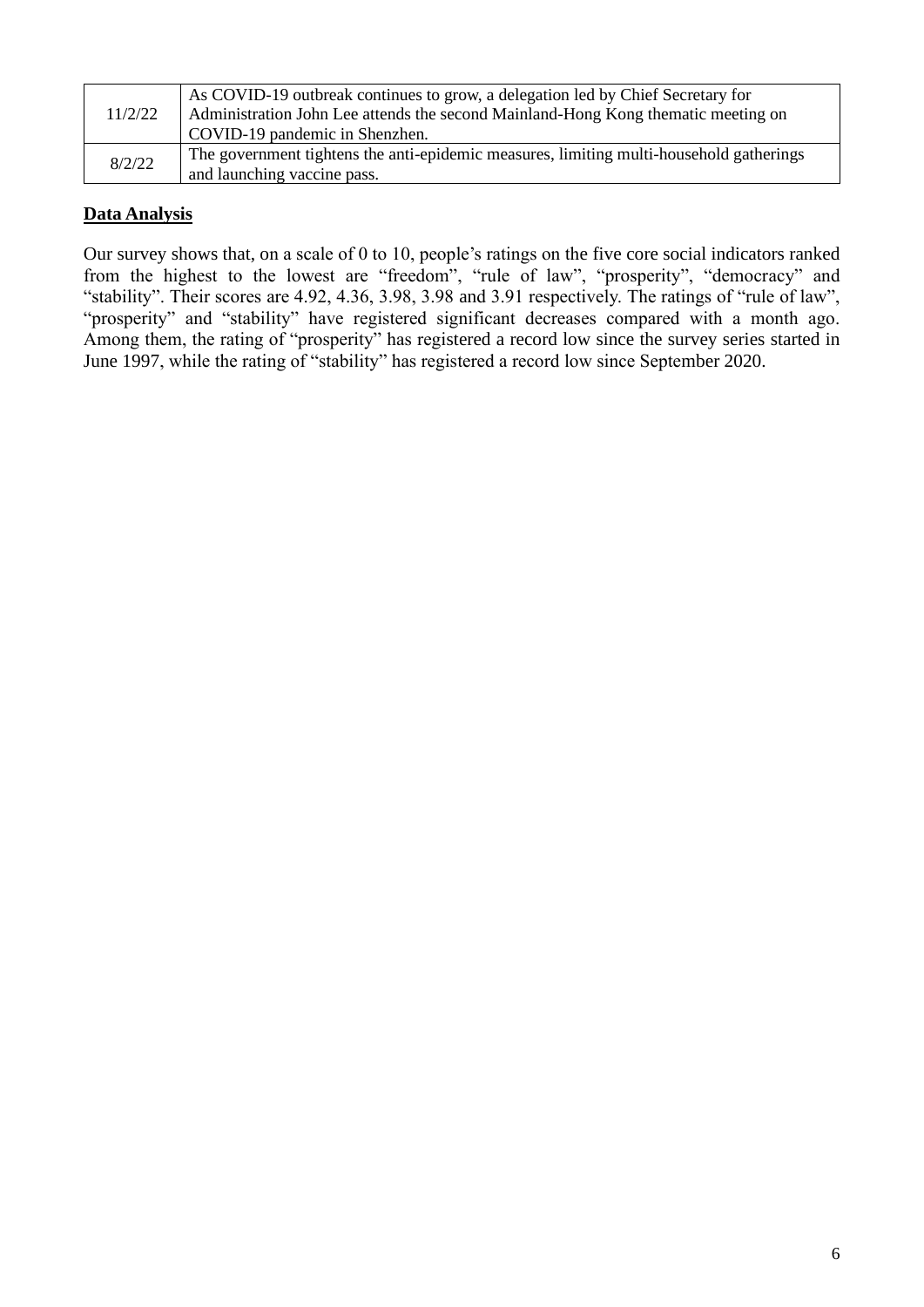| | |
|---|---|
| 11/2/22 | As COVID-19 outbreak continues to grow, a delegation led by Chief Secretary for Administration John Lee attends the second Mainland-Hong Kong thematic meeting on COVID-19 pandemic in Shenzhen. |
| 8/2/22 | The government tightens the anti-epidemic measures, limiting multi-household gatherings and launching vaccine pass. |

**Data Analysis**

Our survey shows that, on a scale of 0 to 10, people's ratings on the five core social indicators ranked from the highest to the lowest are "freedom", "rule of law", "prosperity", "democracy" and "stability". Their scores are 4.92, 4.36, 3.98, 3.98 and 3.91 respectively. The ratings of "rule of law", "prosperity" and "stability" have registered significant decreases compared with a month ago. Among them, the rating of "prosperity" has registered a record low since the survey series started in June 1997, while the rating of "stability" has registered a record low since September 2020.